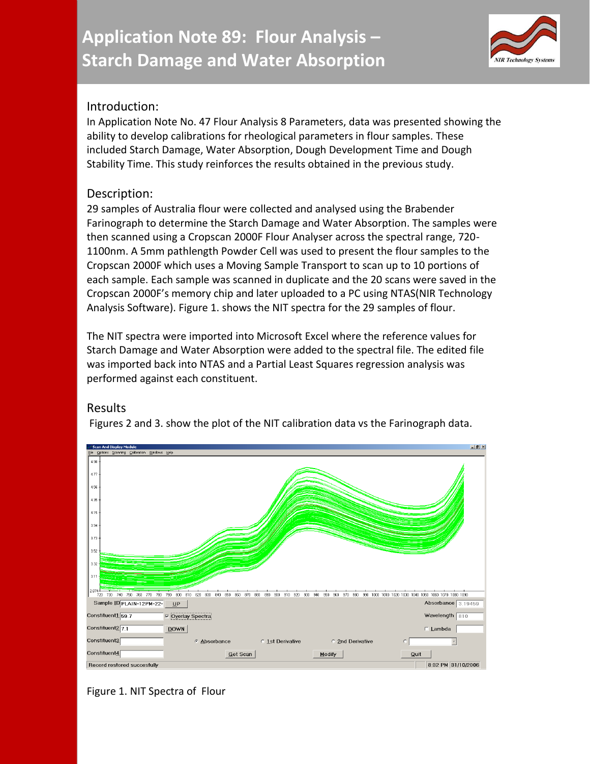# Application Note 89: Flour Analysis – Starch Damage and Water Absorption

## Introduction:

In Application Note No. 47 Flour Analysis 8 Parameters, data was presented showing the ability to develop calibrations for rheological parameters in flour samples. These included Starch Damage, Water Absorption, Dough Development Time and Dough Stability Time. This study reinforces the results obtained in the previous study.

## Description:

29 samples of Australia flour were collected and analysed using the Brabender Farinograph to determine the Starch Damage and Water Absorption. The samples were then scanned using a Cropscan 2000F Flour Analyser across the spectral range, 720-1100nm. A 5mm pathlength Powder Cell was used to present the flour samples to the Cropscan 2000F which uses a Moving Sample Transport to scan up to 10 portions of each sample. Each sample was scanned in duplicate and the 20 scans were saved in the Cropscan 2000F's memory chip and later uploaded to a PC using NTAS(NIR Technology Analysis Software). Figure 1. shows the NIT spectra for the 29 samples of flour.

The NIT spectra were imported into Microsoft Excel where the reference values for Starch Damage and Water Absorption were added to the spectral file. The edited file was imported back into NTAS and a Partial Least Squares regression analysis was performed against each constituent.

## Results

Figures 2 and 3. show the plot of the NIT calibration data vs the Farinograph data.

Figure 1. NIT Spectra of Flour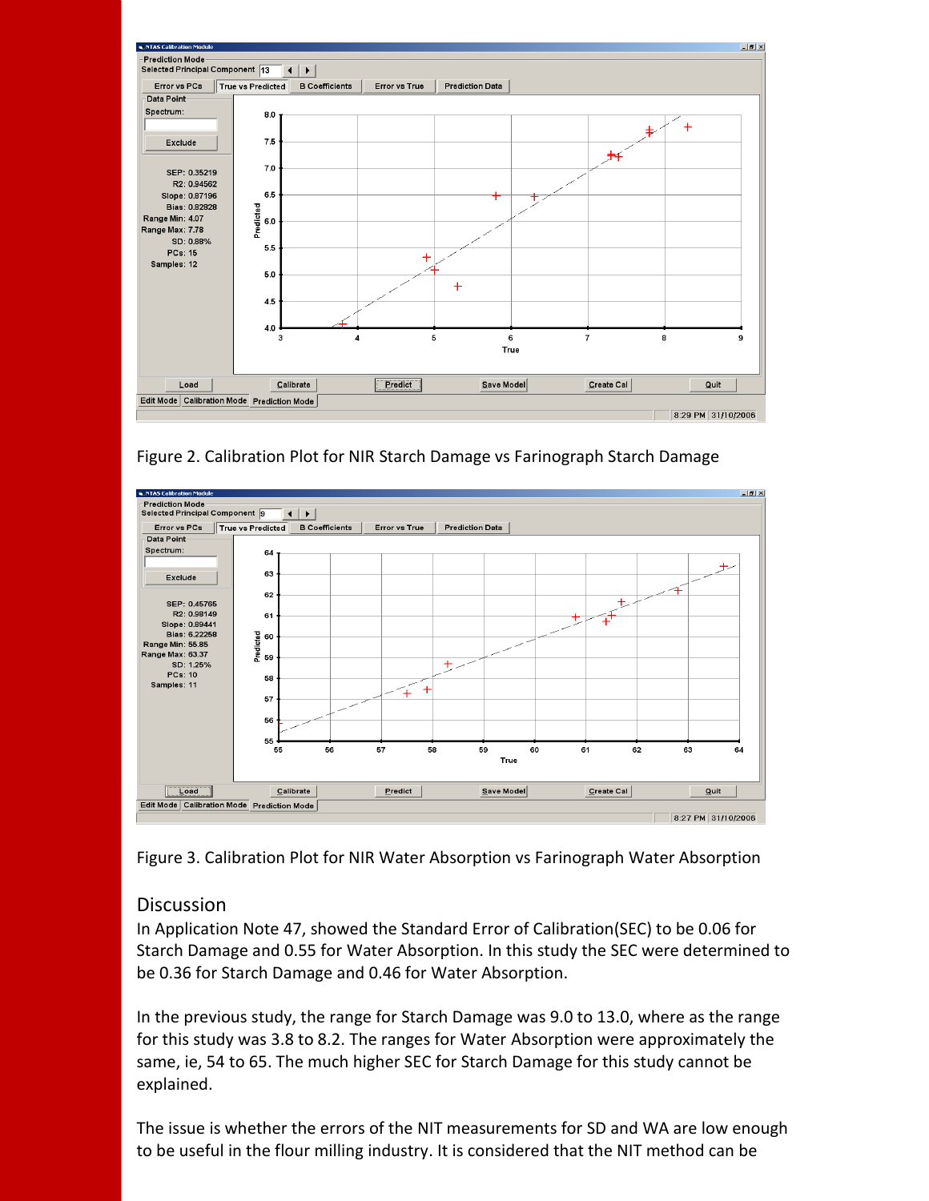Figure 2. Calibration Plot for NIR Starch Damage vs Farinograph Starch Damage

Figure 3. Calibration Plot for NIR Water Absorption vs Farinograph Water Absorption

## Discussion

In Application Note 47, showed the Standard Error of Calibration(SEC) to be 0.06 for Starch Damage and 0.55 for Water Absorption. In this study the SEC were determined to be 0.36 for Starch Damage and 0.46 for Water Absorption.

In the previous study, the range for Starch Damage was 9.0 to 13.0, where as the range for this study was 3.8 to 8.2. The ranges for Water Absorption were approximately the same, ie, 54 to 65. The much higher SEC for Starch Damage for this study cannot be explained.

The issue is whether the errors of the NIT measurements for SD and WA are low enough to be useful in the flour milling industry. It is considered that the NIT method can be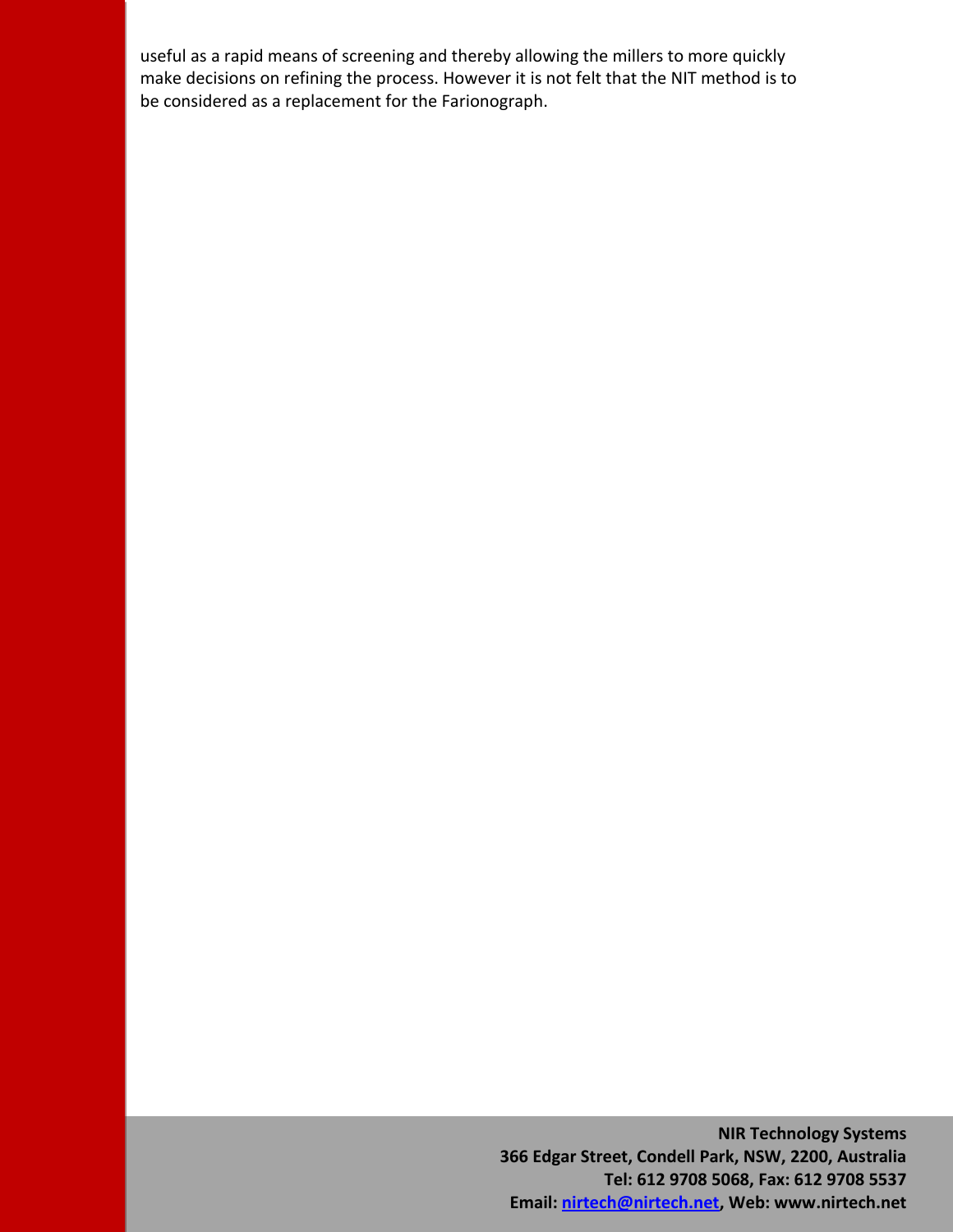useful as a rapid means of screening and thereby allowing the millers to more quickly make decisions on refining the process. However it is not felt that the NIT method is to be considered as a replacement for the Farionograph.